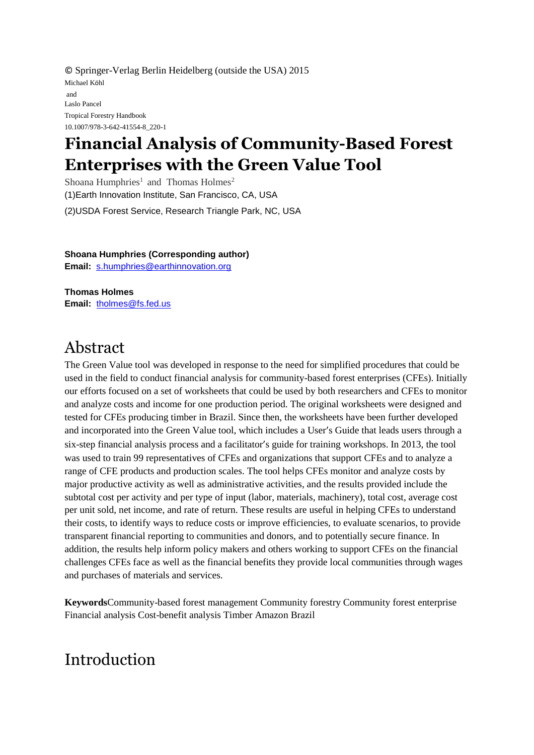© Springer-Verlag Berlin Heidelberg (outside the USA) 2015

Michael Köhl

and

Laslo Pancel

Tropical Forestry Handbook

10.1007/978-3-642-41554-8_220-1

# Financial Analysis of Community-Based Forest Enterprises with the Green Value Tool

Shoana Humphries[1] and Thomas Holmes[2]

(1)Earth Innovation Institute, San Francisco, CA, USA

(2)USDA Forest Service, Research Triangle Park, NC, USA

**Shoana Humphries (Corresponding author)**
**Email:** s.humphries@earthinnovation.org

**Thomas Holmes**
**Email:** tholmes@fs.fed.us

## Abstract

The Green Value tool was developed in response to the need for simplified procedures that could be used in the field to conduct financial analysis for community-based forest enterprises (CFEs). Initially our efforts focused on a set of worksheets that could be used by both researchers and CFEs to monitor and analyze costs and income for one production period. The original worksheets were designed and tested for CFEs producing timber in Brazil. Since then, the worksheets have been further developed and incorporated into the Green Value tool, which includes a User's Guide that leads users through a six-step financial analysis process and a facilitator's guide for training workshops. In 2013, the tool was used to train 99 representatives of CFEs and organizations that support CFEs and to analyze a range of CFE products and production scales. The tool helps CFEs monitor and analyze costs by major productive activity as well as administrative activities, and the results provided include the subtotal cost per activity and per type of input (labor, materials, machinery), total cost, average cost per unit sold, net income, and rate of return. These results are useful in helping CFEs to understand their costs, to identify ways to reduce costs or improve efficiencies, to evaluate scenarios, to provide transparent financial reporting to communities and donors, and to potentially secure finance. In addition, the results help inform policy makers and others working to support CFEs on the financial challenges CFEs face as well as the financial benefits they provide local communities through wages and purchases of materials and services.

**Keywords** Community-based forest management Community forestry Community forest enterprise Financial analysis Cost-benefit analysis Timber Amazon Brazil

## Introduction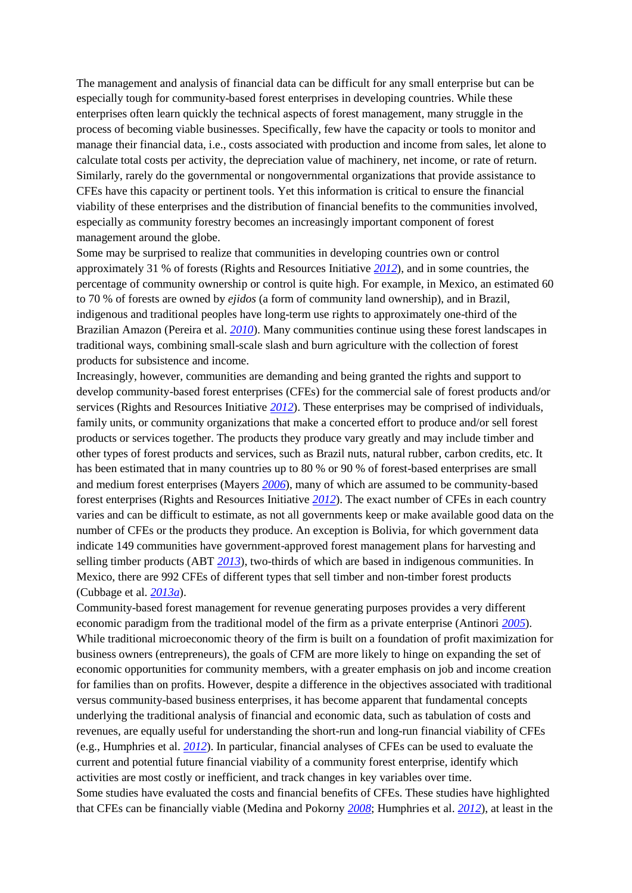The management and analysis of financial data can be difficult for any small enterprise but can be especially tough for community-based forest enterprises in developing countries. While these enterprises often learn quickly the technical aspects of forest management, many struggle in the process of becoming viable businesses. Specifically, few have the capacity or tools to monitor and manage their financial data, i.e., costs associated with production and income from sales, let alone to calculate total costs per activity, the depreciation value of machinery, net income, or rate of return. Similarly, rarely do the governmental or nongovernmental organizations that provide assistance to CFEs have this capacity or pertinent tools. Yet this information is critical to ensure the financial viability of these enterprises and the distribution of financial benefits to the communities involved, especially as community forestry becomes an increasingly important component of forest management around the globe.

Some may be surprised to realize that communities in developing countries own or control approximately 31 % of forests (Rights and Resources Initiative *2012*), and in some countries, the percentage of community ownership or control is quite high. For example, in Mexico, an estimated 60 to 70 % of forests are owned by *ejidos* (a form of community land ownership), and in Brazil, indigenous and traditional peoples have long-term use rights to approximately one-third of the Brazilian Amazon (Pereira et al. *2010*). Many communities continue using these forest landscapes in traditional ways, combining small-scale slash and burn agriculture with the collection of forest products for subsistence and income.

Increasingly, however, communities are demanding and being granted the rights and support to develop community-based forest enterprises (CFEs) for the commercial sale of forest products and/or services (Rights and Resources Initiative *2012*). These enterprises may be comprised of individuals, family units, or community organizations that make a concerted effort to produce and/or sell forest products or services together. The products they produce vary greatly and may include timber and other types of forest products and services, such as Brazil nuts, natural rubber, carbon credits, etc. It has been estimated that in many countries up to 80 % or 90 % of forest-based enterprises are small and medium forest enterprises (Mayers *2006*), many of which are assumed to be community-based forest enterprises (Rights and Resources Initiative *2012*). The exact number of CFEs in each country varies and can be difficult to estimate, as not all governments keep or make available good data on the number of CFEs or the products they produce. An exception is Bolivia, for which government data indicate 149 communities have government-approved forest management plans for harvesting and selling timber products (ABT *2013*), two-thirds of which are based in indigenous communities. In Mexico, there are 992 CFEs of different types that sell timber and non-timber forest products (Cubbage et al. *2013a*).

Community-based forest management for revenue generating purposes provides a very different economic paradigm from the traditional model of the firm as a private enterprise (Antinori *2005*). While traditional microeconomic theory of the firm is built on a foundation of profit maximization for business owners (entrepreneurs), the goals of CFM are more likely to hinge on expanding the set of economic opportunities for community members, with a greater emphasis on job and income creation for families than on profits. However, despite a difference in the objectives associated with traditional versus community-based business enterprises, it has become apparent that fundamental concepts underlying the traditional analysis of financial and economic data, such as tabulation of costs and revenues, are equally useful for understanding the short-run and long-run financial viability of CFEs (e.g., Humphries et al. *2012*). In particular, financial analyses of CFEs can be used to evaluate the current and potential future financial viability of a community forest enterprise, identify which activities are most costly or inefficient, and track changes in key variables over time.

Some studies have evaluated the costs and financial benefits of CFEs. These studies have highlighted that CFEs can be financially viable (Medina and Pokorny *2008*; Humphries et al. *2012*), at least in the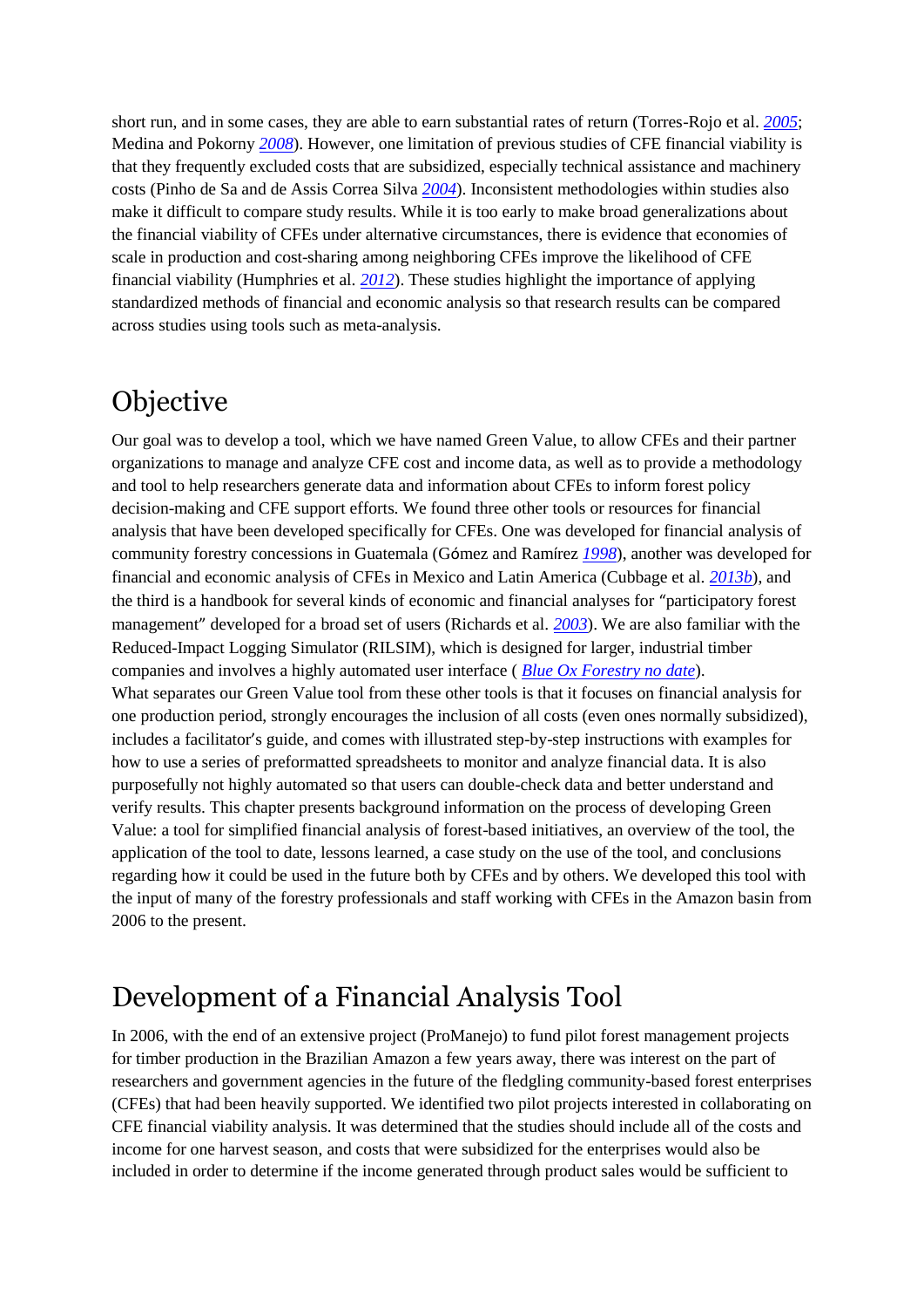short run, and in some cases, they are able to earn substantial rates of return (Torres-Rojo et al. *2005*; Medina and Pokorny *2008*). However, one limitation of previous studies of CFE financial viability is that they frequently excluded costs that are subsidized, especially technical assistance and machinery costs (Pinho de Sa and de Assis Correa Silva *2004*). Inconsistent methodologies within studies also make it difficult to compare study results. While it is too early to make broad generalizations about the financial viability of CFEs under alternative circumstances, there is evidence that economies of scale in production and cost-sharing among neighboring CFEs improve the likelihood of CFE financial viability (Humphries et al. *2012*). These studies highlight the importance of applying standardized methods of financial and economic analysis so that research results can be compared across studies using tools such as meta-analysis.

## Objective

Our goal was to develop a tool, which we have named Green Value, to allow CFEs and their partner organizations to manage and analyze CFE cost and income data, as well as to provide a methodology and tool to help researchers generate data and information about CFEs to inform forest policy decision-making and CFE support efforts. We found three other tools or resources for financial analysis that have been developed specifically for CFEs. One was developed for financial analysis of community forestry concessions in Guatemala (Gómez and Ramírez *1998*), another was developed for financial and economic analysis of CFEs in Mexico and Latin America (Cubbage et al. *2013b*), and the third is a handbook for several kinds of economic and financial analyses for "participatory forest management" developed for a broad set of users (Richards et al. *2003*). We are also familiar with the Reduced-Impact Logging Simulator (RILSIM), which is designed for larger, industrial timber companies and involves a highly automated user interface ( *Blue Ox Forestry no date*).

What separates our Green Value tool from these other tools is that it focuses on financial analysis for one production period, strongly encourages the inclusion of all costs (even ones normally subsidized), includes a facilitator's guide, and comes with illustrated step-by-step instructions with examples for how to use a series of preformatted spreadsheets to monitor and analyze financial data. It is also purposefully not highly automated so that users can double-check data and better understand and verify results. This chapter presents background information on the process of developing Green Value: a tool for simplified financial analysis of forest-based initiatives, an overview of the tool, the application of the tool to date, lessons learned, a case study on the use of the tool, and conclusions regarding how it could be used in the future both by CFEs and by others. We developed this tool with the input of many of the forestry professionals and staff working with CFEs in the Amazon basin from 2006 to the present.

## Development of a Financial Analysis Tool

In 2006, with the end of an extensive project (ProManejo) to fund pilot forest management projects for timber production in the Brazilian Amazon a few years away, there was interest on the part of researchers and government agencies in the future of the fledgling community-based forest enterprises (CFEs) that had been heavily supported. We identified two pilot projects interested in collaborating on CFE financial viability analysis. It was determined that the studies should include all of the costs and income for one harvest season, and costs that were subsidized for the enterprises would also be included in order to determine if the income generated through product sales would be sufficient to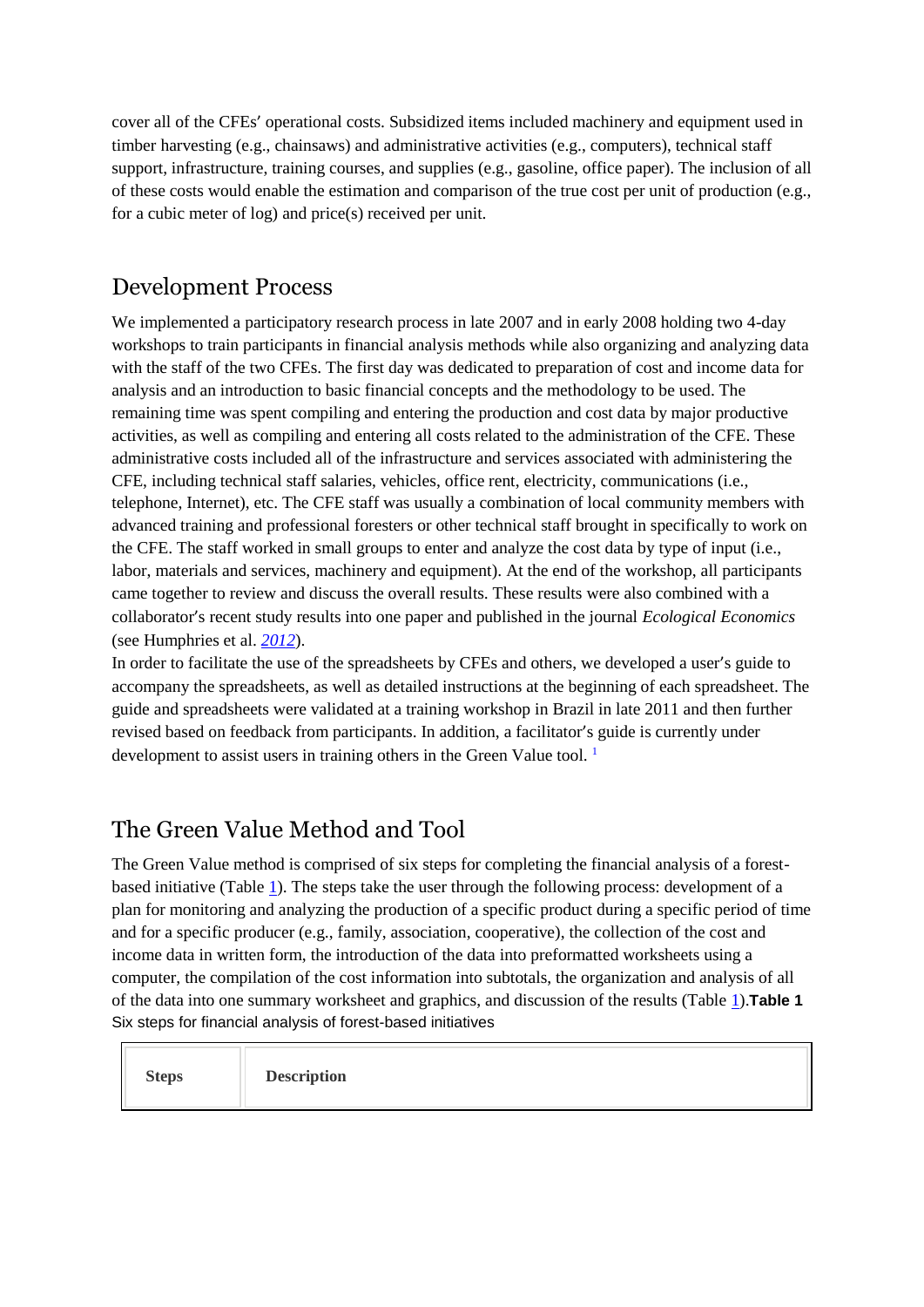cover all of the CFEs′ operational costs. Subsidized items included machinery and equipment used in timber harvesting (e.g., chainsaws) and administrative activities (e.g., computers), technical staff support, infrastructure, training courses, and supplies (e.g., gasoline, office paper). The inclusion of all of these costs would enable the estimation and comparison of the true cost per unit of production (e.g., for a cubic meter of log) and price(s) received per unit.

## Development Process

We implemented a participatory research process in late 2007 and in early 2008 holding two 4-day workshops to train participants in financial analysis methods while also organizing and analyzing data with the staff of the two CFEs. The first day was dedicated to preparation of cost and income data for analysis and an introduction to basic financial concepts and the methodology to be used. The remaining time was spent compiling and entering the production and cost data by major productive activities, as well as compiling and entering all costs related to the administration of the CFE. These administrative costs included all of the infrastructure and services associated with administering the CFE, including technical staff salaries, vehicles, office rent, electricity, communications (i.e., telephone, Internet), etc. The CFE staff was usually a combination of local community members with advanced training and professional foresters or other technical staff brought in specifically to work on the CFE. The staff worked in small groups to enter and analyze the cost data by type of input (i.e., labor, materials and services, machinery and equipment). At the end of the workshop, all participants came together to review and discuss the overall results. These results were also combined with a collaborator′s recent study results into one paper and published in the journal *Ecological Economics* (see Humphries et al. *2012*).

In order to facilitate the use of the spreadsheets by CFEs and others, we developed a user′s guide to accompany the spreadsheets, as well as detailed instructions at the beginning of each spreadsheet. The guide and spreadsheets were validated at a training workshop in Brazil in late 2011 and then further revised based on feedback from participants. In addition, a facilitator′s guide is currently under development to assist users in training others in the Green Value tool. [1]

## The Green Value Method and Tool

The Green Value method is comprised of six steps for completing the financial analysis of a forest-based initiative (Table 1). The steps take the user through the following process: development of a plan for monitoring and analyzing the production of a specific product during a specific period of time and for a specific producer (e.g., family, association, cooperative), the collection of the cost and income data in written form, the introduction of the data into preformatted worksheets using a computer, the compilation of the cost information into subtotals, the organization and analysis of all of the data into one summary worksheet and graphics, and discussion of the results (Table 1).

**Table 1**
Six steps for financial analysis of forest-based initiatives

| Steps | Description |
|---|---|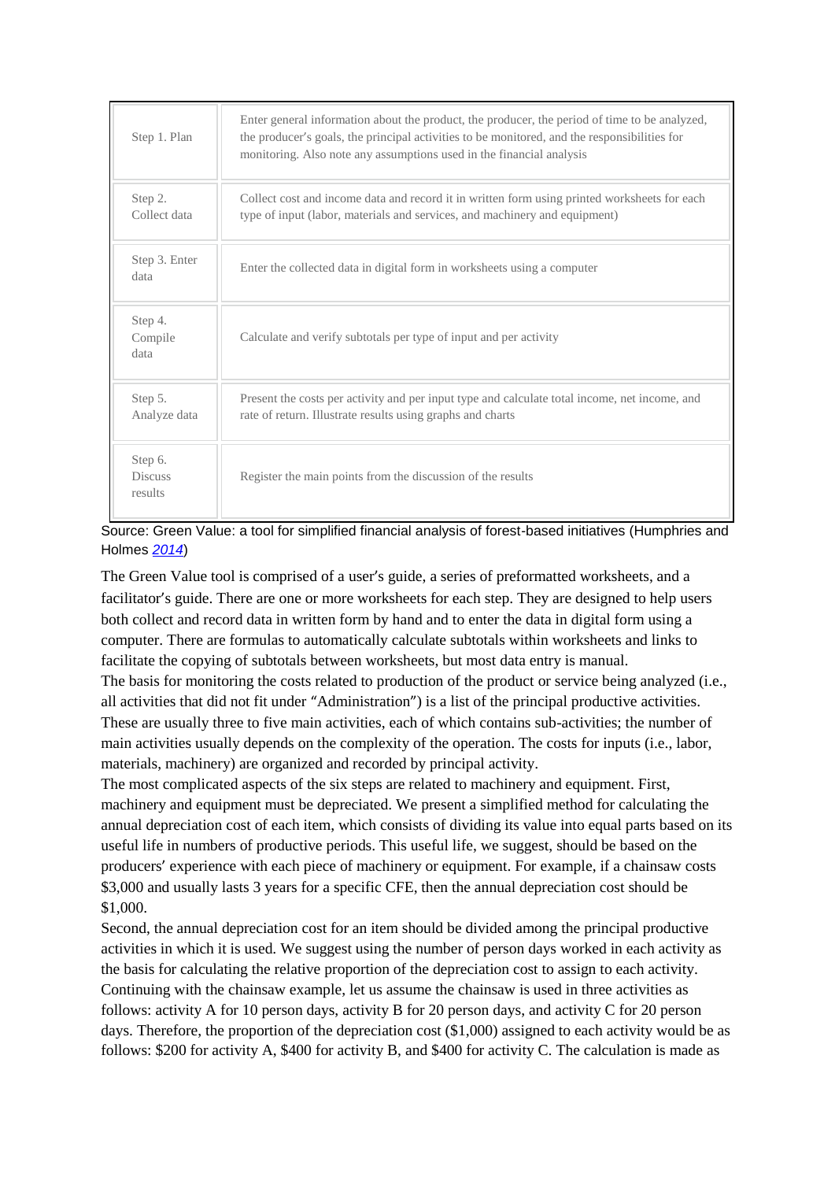| | |
|---|---|
| Step 1. Plan | Enter general information about the product, the producer, the period of time to be analyzed, the producer's goals, the principal activities to be monitored, and the responsibilities for monitoring. Also note any assumptions used in the financial analysis |
| Step 2. Collect data | Collect cost and income data and record it in written form using printed worksheets for each type of input (labor, materials and services, and machinery and equipment) |
| Step 3. Enter data | Enter the collected data in digital form in worksheets using a computer |
| Step 4. Compile data | Calculate and verify subtotals per type of input and per activity |
| Step 5. Analyze data | Present the costs per activity and per input type and calculate total income, net income, and rate of return. Illustrate results using graphs and charts |
| Step 6. Discuss results | Register the main points from the discussion of the results |

Source: Green Value: a tool for simplified financial analysis of forest-based initiatives (Humphries and Holmes 2014)

The Green Value tool is comprised of a user's guide, a series of preformatted worksheets, and a facilitator's guide. There are one or more worksheets for each step. They are designed to help users both collect and record data in written form by hand and to enter the data in digital form using a computer. There are formulas to automatically calculate subtotals within worksheets and links to facilitate the copying of subtotals between worksheets, but most data entry is manual.

The basis for monitoring the costs related to production of the product or service being analyzed (i.e., all activities that did not fit under "Administration") is a list of the principal productive activities. These are usually three to five main activities, each of which contains sub-activities; the number of main activities usually depends on the complexity of the operation. The costs for inputs (i.e., labor, materials, machinery) are organized and recorded by principal activity.

The most complicated aspects of the six steps are related to machinery and equipment. First, machinery and equipment must be depreciated. We present a simplified method for calculating the annual depreciation cost of each item, which consists of dividing its value into equal parts based on its useful life in numbers of productive periods. This useful life, we suggest, should be based on the producers' experience with each piece of machinery or equipment. For example, if a chainsaw costs $3,000 and usually lasts 3 years for a specific CFE, then the annual depreciation cost should be $1,000.

Second, the annual depreciation cost for an item should be divided among the principal productive activities in which it is used. We suggest using the number of person days worked in each activity as the basis for calculating the relative proportion of the depreciation cost to assign to each activity. Continuing with the chainsaw example, let us assume the chainsaw is used in three activities as follows: activity A for 10 person days, activity B for 20 person days, and activity C for 20 person days. Therefore, the proportion of the depreciation cost ($1,000) assigned to each activity would be as follows: $200 for activity A, $400 for activity B, and $400 for activity C. The calculation is made as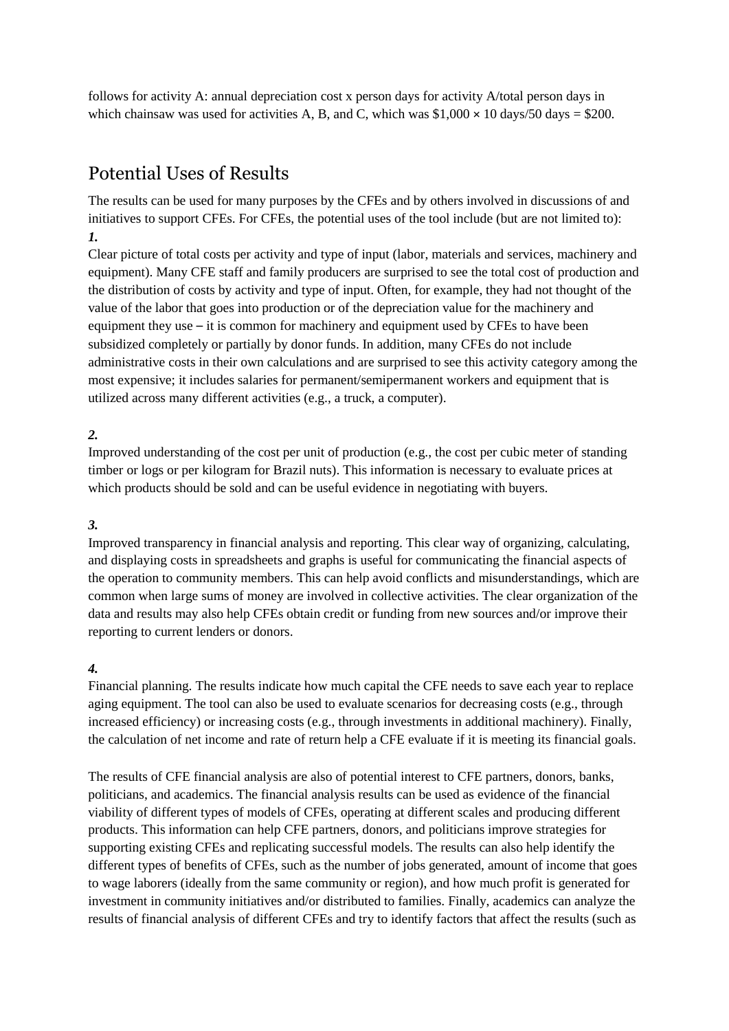follows for activity A: annual depreciation cost x person days for activity A/total person days in which chainsaw was used for activities A, B, and C, which was $1,000 × 10 days/50 days = $200.

## Potential Uses of Results

The results can be used for many purposes by the CFEs and by others involved in discussions of and initiatives to support CFEs. For CFEs, the potential uses of the tool include (but are not limited to):

***1.***

Clear picture of total costs per activity and type of input (labor, materials and services, machinery and equipment). Many CFE staff and family producers are surprised to see the total cost of production and the distribution of costs by activity and type of input. Often, for example, they had not thought of the value of the labor that goes into production or of the depreciation value for the machinery and equipment they use – it is common for machinery and equipment used by CFEs to have been subsidized completely or partially by donor funds. In addition, many CFEs do not include administrative costs in their own calculations and are surprised to see this activity category among the most expensive; it includes salaries for permanent/semipermanent workers and equipment that is utilized across many different activities (e.g., a truck, a computer).

***2.***

Improved understanding of the cost per unit of production (e.g., the cost per cubic meter of standing timber or logs or per kilogram for Brazil nuts). This information is necessary to evaluate prices at which products should be sold and can be useful evidence in negotiating with buyers.

***3.***

Improved transparency in financial analysis and reporting. This clear way of organizing, calculating, and displaying costs in spreadsheets and graphs is useful for communicating the financial aspects of the operation to community members. This can help avoid conflicts and misunderstandings, which are common when large sums of money are involved in collective activities. The clear organization of the data and results may also help CFEs obtain credit or funding from new sources and/or improve their reporting to current lenders or donors.

***4.***

Financial planning. The results indicate how much capital the CFE needs to save each year to replace aging equipment. The tool can also be used to evaluate scenarios for decreasing costs (e.g., through increased efficiency) or increasing costs (e.g., through investments in additional machinery). Finally, the calculation of net income and rate of return help a CFE evaluate if it is meeting its financial goals.

The results of CFE financial analysis are also of potential interest to CFE partners, donors, banks, politicians, and academics. The financial analysis results can be used as evidence of the financial viability of different types of models of CFEs, operating at different scales and producing different products. This information can help CFE partners, donors, and politicians improve strategies for supporting existing CFEs and replicating successful models. The results can also help identify the different types of benefits of CFEs, such as the number of jobs generated, amount of income that goes to wage laborers (ideally from the same community or region), and how much profit is generated for investment in community initiatives and/or distributed to families. Finally, academics can analyze the results of financial analysis of different CFEs and try to identify factors that affect the results (such as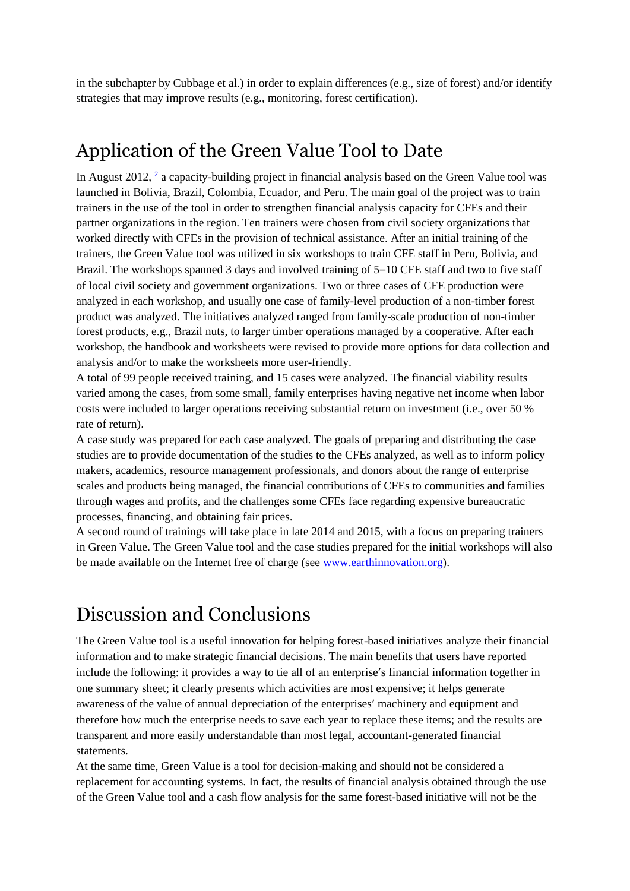in the subchapter by Cubbage et al.) in order to explain differences (e.g., size of forest) and/or identify strategies that may improve results (e.g., monitoring, forest certification).

## Application of the Green Value Tool to Date

In August 2012, [2] a capacity-building project in financial analysis based on the Green Value tool was launched in Bolivia, Brazil, Colombia, Ecuador, and Peru. The main goal of the project was to train trainers in the use of the tool in order to strengthen financial analysis capacity for CFEs and their partner organizations in the region. Ten trainers were chosen from civil society organizations that worked directly with CFEs in the provision of technical assistance. After an initial training of the trainers, the Green Value tool was utilized in six workshops to train CFE staff in Peru, Bolivia, and Brazil. The workshops spanned 3 days and involved training of 5–10 CFE staff and two to five staff of local civil society and government organizations. Two or three cases of CFE production were analyzed in each workshop, and usually one case of family-level production of a non-timber forest product was analyzed. The initiatives analyzed ranged from family-scale production of non-timber forest products, e.g., Brazil nuts, to larger timber operations managed by a cooperative. After each workshop, the handbook and worksheets were revised to provide more options for data collection and analysis and/or to make the worksheets more user-friendly.

A total of 99 people received training, and 15 cases were analyzed. The financial viability results varied among the cases, from some small, family enterprises having negative net income when labor costs were included to larger operations receiving substantial return on investment (i.e., over 50 % rate of return).

A case study was prepared for each case analyzed. The goals of preparing and distributing the case studies are to provide documentation of the studies to the CFEs analyzed, as well as to inform policy makers, academics, resource management professionals, and donors about the range of enterprise scales and products being managed, the financial contributions of CFEs to communities and families through wages and profits, and the challenges some CFEs face regarding expensive bureaucratic processes, financing, and obtaining fair prices.

A second round of trainings will take place in late 2014 and 2015, with a focus on preparing trainers in Green Value. The Green Value tool and the case studies prepared for the initial workshops will also be made available on the Internet free of charge (see www.earthinnovation.org).

## Discussion and Conclusions

The Green Value tool is a useful innovation for helping forest-based initiatives analyze their financial information and to make strategic financial decisions. The main benefits that users have reported include the following: it provides a way to tie all of an enterprise′s financial information together in one summary sheet; it clearly presents which activities are most expensive; it helps generate awareness of the value of annual depreciation of the enterprises′ machinery and equipment and therefore how much the enterprise needs to save each year to replace these items; and the results are transparent and more easily understandable than most legal, accountant-generated financial statements.

At the same time, Green Value is a tool for decision-making and should not be considered a replacement for accounting systems. In fact, the results of financial analysis obtained through the use of the Green Value tool and a cash flow analysis for the same forest-based initiative will not be the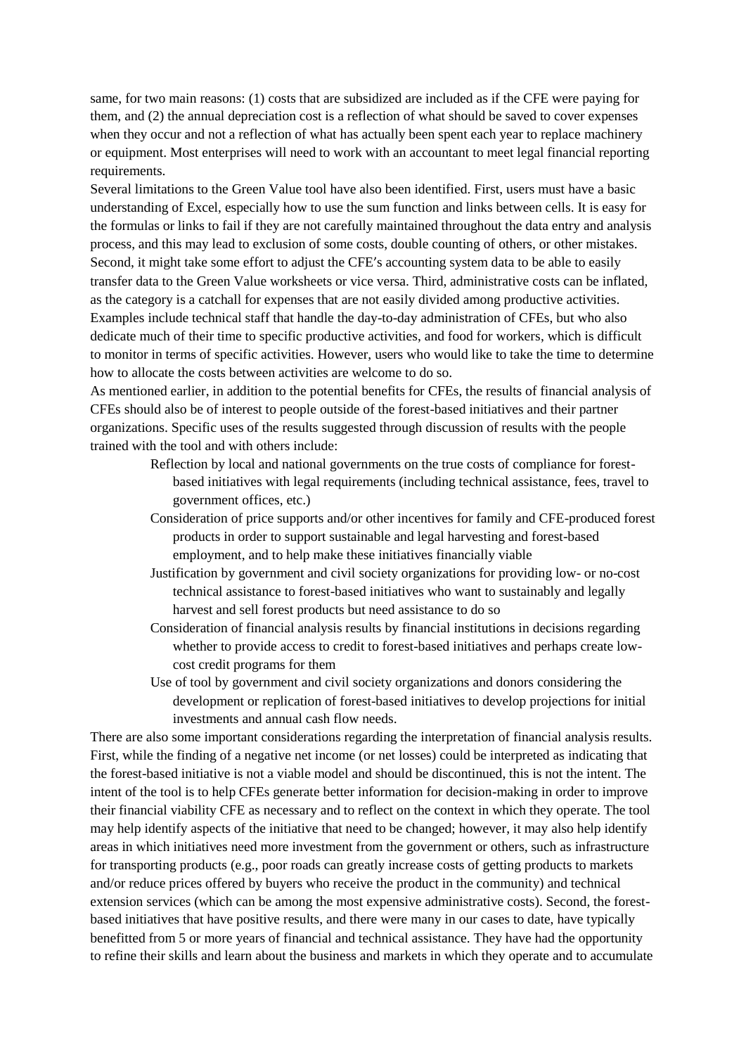same, for two main reasons: (1) costs that are subsidized are included as if the CFE were paying for them, and (2) the annual depreciation cost is a reflection of what should be saved to cover expenses when they occur and not a reflection of what has actually been spent each year to replace machinery or equipment. Most enterprises will need to work with an accountant to meet legal financial reporting requirements.

Several limitations to the Green Value tool have also been identified. First, users must have a basic understanding of Excel, especially how to use the sum function and links between cells. It is easy for the formulas or links to fail if they are not carefully maintained throughout the data entry and analysis process, and this may lead to exclusion of some costs, double counting of others, or other mistakes. Second, it might take some effort to adjust the CFE′s accounting system data to be able to easily transfer data to the Green Value worksheets or vice versa. Third, administrative costs can be inflated, as the category is a catchall for expenses that are not easily divided among productive activities. Examples include technical staff that handle the day-to-day administration of CFEs, but who also dedicate much of their time to specific productive activities, and food for workers, which is difficult to monitor in terms of specific activities. However, users who would like to take the time to determine how to allocate the costs between activities are welcome to do so.

As mentioned earlier, in addition to the potential benefits for CFEs, the results of financial analysis of CFEs should also be of interest to people outside of the forest-based initiatives and their partner organizations. Specific uses of the results suggested through discussion of results with the people trained with the tool and with others include:

- Reflection by local and national governments on the true costs of compliance for forest-based initiatives with legal requirements (including technical assistance, fees, travel to government offices, etc.)
- Consideration of price supports and/or other incentives for family and CFE-produced forest products in order to support sustainable and legal harvesting and forest-based employment, and to help make these initiatives financially viable
- Justification by government and civil society organizations for providing low- or no-cost technical assistance to forest-based initiatives who want to sustainably and legally harvest and sell forest products but need assistance to do so
- Consideration of financial analysis results by financial institutions in decisions regarding whether to provide access to credit to forest-based initiatives and perhaps create low-cost credit programs for them
- Use of tool by government and civil society organizations and donors considering the development or replication of forest-based initiatives to develop projections for initial investments and annual cash flow needs.

There are also some important considerations regarding the interpretation of financial analysis results. First, while the finding of a negative net income (or net losses) could be interpreted as indicating that the forest-based initiative is not a viable model and should be discontinued, this is not the intent. The intent of the tool is to help CFEs generate better information for decision-making in order to improve their financial viability CFE as necessary and to reflect on the context in which they operate. The tool may help identify aspects of the initiative that need to be changed; however, it may also help identify areas in which initiatives need more investment from the government or others, such as infrastructure for transporting products (e.g., poor roads can greatly increase costs of getting products to markets and/or reduce prices offered by buyers who receive the product in the community) and technical extension services (which can be among the most expensive administrative costs). Second, the forest-based initiatives that have positive results, and there were many in our cases to date, have typically benefitted from 5 or more years of financial and technical assistance. They have had the opportunity to refine their skills and learn about the business and markets in which they operate and to accumulate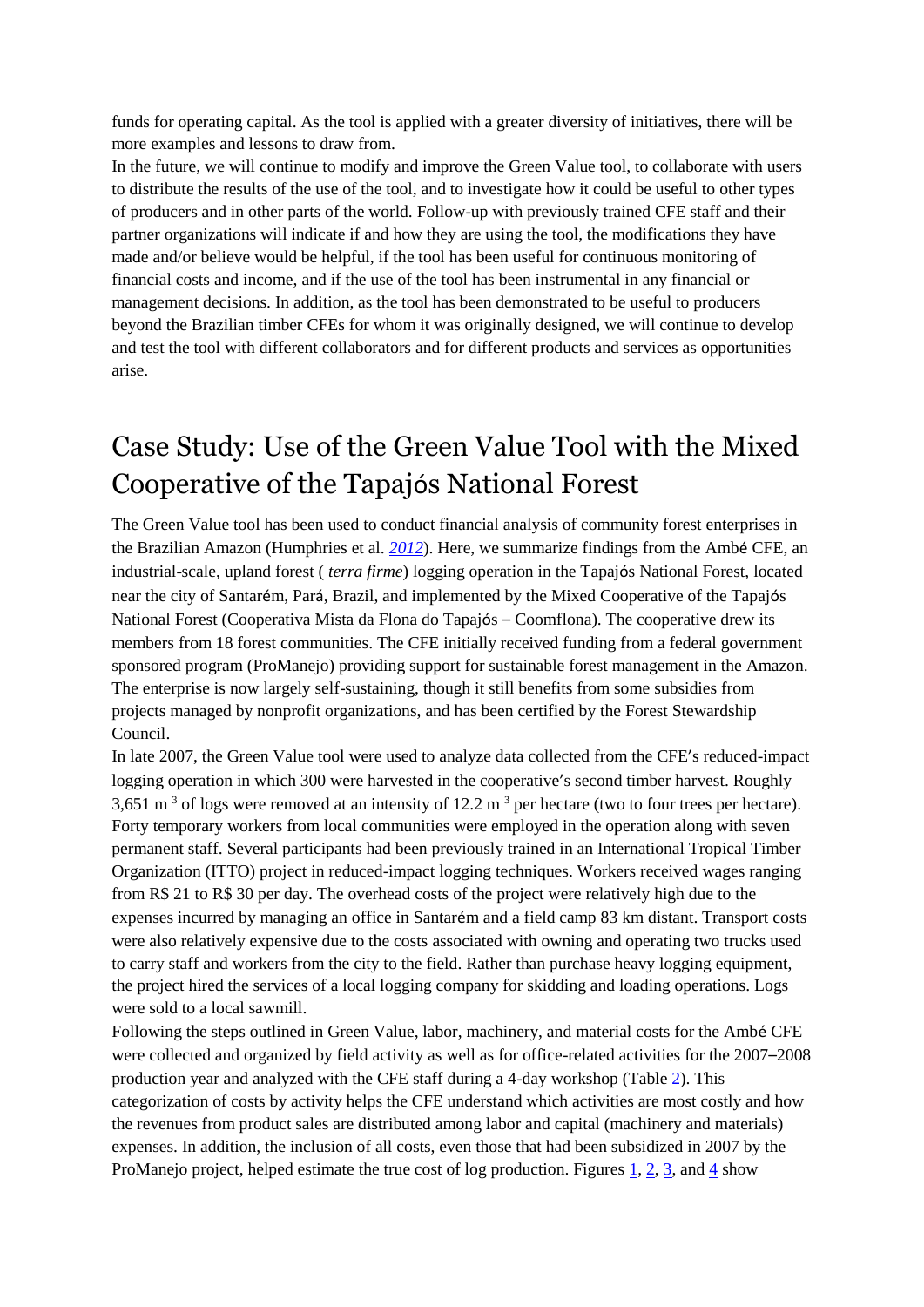funds for operating capital. As the tool is applied with a greater diversity of initiatives, there will be more examples and lessons to draw from.

In the future, we will continue to modify and improve the Green Value tool, to collaborate with users to distribute the results of the use of the tool, and to investigate how it could be useful to other types of producers and in other parts of the world. Follow-up with previously trained CFE staff and their partner organizations will indicate if and how they are using the tool, the modifications they have made and/or believe would be helpful, if the tool has been useful for continuous monitoring of financial costs and income, and if the use of the tool has been instrumental in any financial or management decisions. In addition, as the tool has been demonstrated to be useful to producers beyond the Brazilian timber CFEs for whom it was originally designed, we will continue to develop and test the tool with different collaborators and for different products and services as opportunities arise.

## Case Study: Use of the Green Value Tool with the Mixed Cooperative of the Tapajós National Forest

The Green Value tool has been used to conduct financial analysis of community forest enterprises in the Brazilian Amazon (Humphries et al. *2012*). Here, we summarize findings from the Ambé CFE, an industrial-scale, upland forest ( *terra firme*) logging operation in the Tapajós National Forest, located near the city of Santarém, Pará, Brazil, and implemented by the Mixed Cooperative of the Tapajós National Forest (Cooperativa Mista da Flona do Tapajós – Coomflona). The cooperative drew its members from 18 forest communities. The CFE initially received funding from a federal government sponsored program (ProManejo) providing support for sustainable forest management in the Amazon. The enterprise is now largely self-sustaining, though it still benefits from some subsidies from projects managed by nonprofit organizations, and has been certified by the Forest Stewardship Council.

In late 2007, the Green Value tool were used to analyze data collected from the CFE′s reduced-impact logging operation in which 300 were harvested in the cooperative′s second timber harvest. Roughly 3,651 $m^3$ of logs were removed at an intensity of 12.2 $m^3$ per hectare (two to four trees per hectare). Forty temporary workers from local communities were employed in the operation along with seven permanent staff. Several participants had been previously trained in an International Tropical Timber Organization (ITTO) project in reduced-impact logging techniques. Workers received wages ranging from R$ 21 to R$ 30 per day. The overhead costs of the project were relatively high due to the expenses incurred by managing an office in Santarém and a field camp 83 km distant. Transport costs were also relatively expensive due to the costs associated with owning and operating two trucks used to carry staff and workers from the city to the field. Rather than purchase heavy logging equipment, the project hired the services of a local logging company for skidding and loading operations. Logs were sold to a local sawmill.

Following the steps outlined in Green Value, labor, machinery, and material costs for the Ambé CFE were collected and organized by field activity as well as for office-related activities for the 2007–2008 production year and analyzed with the CFE staff during a 4-day workshop (Table 2). This categorization of costs by activity helps the CFE understand which activities are most costly and how the revenues from product sales are distributed among labor and capital (machinery and materials) expenses. In addition, the inclusion of all costs, even those that had been subsidized in 2007 by the ProManejo project, helped estimate the true cost of log production. Figures 1, 2, 3, and 4 show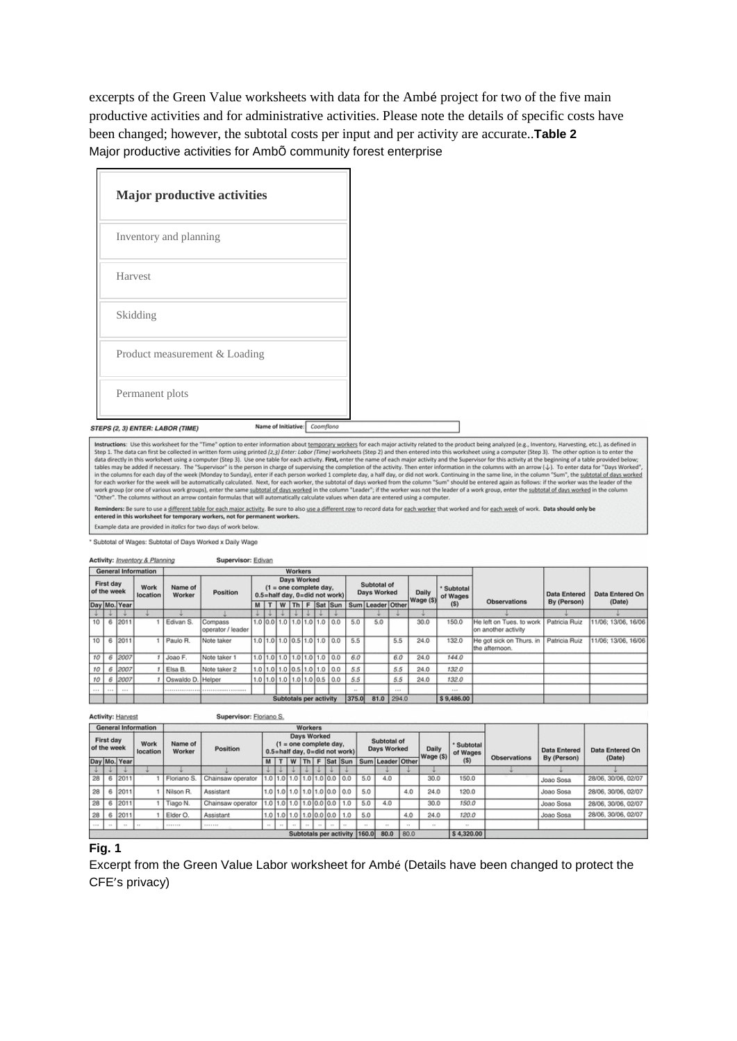excerpts of the Green Value worksheets with data for the Ambé project for two of the five main productive activities and for administrative activities. Please note the details of specific costs have been changed; however, the subtotal costs per input and per activity are accurate..**Table 2**
Major productive activities for AmbÕ community forest enterprise

| Major productive activities |
| --- |
| Inventory and planning |
| Harvest |
| Skidding |
| Product measurement & Loading |
| Permanent plots |

*STEPS (2, 3) ENTER: LABOR (TIME)* Name of Initiative: Coomflona

Instructions: Use this worksheet for the "Time" option to enter information about temporary workers for each major activity related to the product being analyzed (e.g., Inventory, Harvesting, etc.), as defined in Step 1. The data can first be collected in written form using printed (2,3) Enter: Labor (Time) worksheets (Step 2) and then entered into this worksheet using a computer (Step 3). The other option is to enter the data directly in this worksheet using a computer (Step 3). Use one table for each activity. First, enter the name of each major activity and the Supervisor for this activity at the beginning of a table provided below; tables may be added if necessary. The "Supervisor" is the person in charge of supervising the completion of the activity. Then enter information in the columns with an arrow (↓). To enter data for "Days Worked", in the columns for each day of the week (Monday to Sunday), enter if each person worked 1 complete day, a half day, or did not work. Continuing in the same line, in the column "Sum", the subtotal of days worked for each worker for the week will be automatically calculated. Next, for each worker, the subtotal of days worked from the column "Sum" should be entered again as follows: if the worker was the leader of the work group (or one of various work groups), enter the same subtotal of days worked in the column "Leader"; if the worker was not the leader of a work group, enter the subtotal of days worked in the column "Other". The columns without an arrow contain formulas that will automatically calculate values when data are entered using a computer.

Reminders: Be sure to use a different table for each major activity. Be sure to also use a different row to record data for each worker that worked and for each week of work. Data should only be entered in this worksheet for temporary workers, not for permanent workers.

Example data are provided in *italics* for two days of work below.

\* Subtotal of Wages: Subtotal of Days Worked x Daily Wage

**Activity:** Inventory & Planning **Supervisor:** Edivan

| General Information | | | | Workers | | | | | | | | | | | | | | | Observations | Data Entered By (Person) | Data Entered On (Date) |
| --- | --- | --- | --- | --- | --- | --- | --- | --- | --- | --- | --- | --- | --- | --- | --- | --- | --- | --- | --- | --- | --- |
| First day of the week | | | Work location | Name of Worker | Position | Days Worked (1 = one complete day, 0.5=half day, 0=did not work) | | | | | | | Subtotal of Days Worked | | | Daily Wage ($) | * Subtotal of Wages ($) | | | | |
| Day | Mo. | Year | | | | M | T | W | Th | F | Sat | Sun | Sum | Leader | Other | | | | | | |
| ↓ | ↓ | ↓ | ↓ | ↓ | ↓ | ↓ | ↓ | ↓ | ↓ | ↓ | ↓ | ↓ | | ↓ | ↓ | ↓ | | | ↓ | ↓ | ↓ |
| 10 | 6 | 2011 | 1 | Edivan S. | Compass operator / leader | 1.0 | 0.0 | 1.0 | 1.0 | 1.0 | 1.0 | 0.0 | 5.0 | 5.0 | | 30.0 | 150.0 | He left on Tues. to work on another activity | Patricia Ruiz | 11/06; 13/06, 16/06 |
| 10 | 6 | 2011 | 1 | Paulo R. | Note taker | 1.0 | 1.0 | 1.0 | 0.5 | 1.0 | 1.0 | 0.0 | 5.5 | | 5.5 | 24.0 | 132.0 | He got sick on Thurs. in the afternoon. | Patricia Ruiz | 11/06; 13/06, 16/06 |
| *10* | *6* | *2007* | *1* | Joao F. | Note taker 1 | 1.0 | 1.0 | 1.0 | 1.0 | 1.0 | 1.0 | 0.0 | *6.0* | | *6.0* | 24.0 | *144.0* | | | |
| *10* | *6* | *2007* | *1* | Elsa B. | Note taker 2 | 1.0 | 1.0 | 1.0 | 0.5 | 1.0 | 1.0 | 0.0 | *5.5* | | *5.5* | 24.0 | *132.0* | | | |
| *10* | *6* | *2007* | *1* | Oswaldo D. | Helper | 1.0 | 1.0 | 1.0 | 1.0 | 1.0 | 0.5 | 0.0 | *5.5* | | *5.5* | 24.0 | *132.0* | | | |
| ... | ... | ... | | ... | ... | | | | | | | | ... | | ... | | ... | | | |
| | | | | | | Subtotals per activity | | | | | | | 375.0 | 81.0 | 294.0 | | $ 9,486.00 | | | |

**Activity:** Harvest **Supervisor:** Floriano S.

| General Information | | | | Workers | | | | | | | | | | | | | | | Observations | Data Entered By (Person) | Data Entered On (Date) |
| --- | --- | --- | --- | --- | --- | --- | --- | --- | --- | --- | --- | --- | --- | --- | --- | --- | --- | --- | --- | --- | --- |
| First day of the week | | | Work location | Name of Worker | Position | Days Worked (1 = one complete day, 0.5=half day, 0=did not work) | | | | | | | Subtotal of Days Worked | | | Daily Wage ($) | * Subtotal of Wages ($) | | | | |
| Day | Mo. | Year | | | | M | T | W | Th | F | Sat | Sun | Sum | Leader | Other | | | | | | |
| ↓ | ↓ | ↓ | ↓ | ↓ | ↓ | ↓ | ↓ | ↓ | ↓ | ↓ | ↓ | ↓ | | ↓ | ↓ | ↓ | | | ↓ | ↓ | ↓ |
| 28 | 6 | 2011 | 1 | Floriano S. | Chainsaw operator | 1.0 | 1.0 | 1.0 | 1.0 | 1.0 | 0.0 | 0.0 | 5.0 | 4.0 | | 30.0 | 150.0 | | Joao Sosa | 28/06, 30/06, 02/07 |
| 28 | 6 | 2011 | 1 | Nilson R. | Assistant | 1.0 | 1.0 | 1.0 | 1.0 | 1.0 | 0.0 | 0.0 | 5.0 | | 4.0 | 24.0 | 120.0 | | Joao Sosa | 28/06, 30/06, 02/07 |
| 28 | 6 | 2011 | 1 | Tiago N. | Chainsaw operator | 1.0 | 1.0 | 1.0 | 1.0 | 0.0 | 0.0 | 1.0 | 5.0 | 4.0 | | 30.0 | *150.0* | | Joao Sosa | 28/06, 30/06, 02/07 |
| 28 | 6 | 2011 | 1 | Elder O. | Assistant | 1.0 | 1.0 | 1.0 | 1.0 | 0.0 | 0.0 | 1.0 | 5.0 | | 4.0 | 24.0 | *120.0* | | Joao Sosa | 28/06, 30/06, 02/07 |
| ... | .. | .. | .. | ....... | ....... | .. | .. | .. | .. | .. | .. | .. | .. | .. | .. | .. | .. | | | |
| | | | | | | Subtotals per activity | | | | | | | 160.0 | 80.0 | 80.0 | | $ 4,320.00 | | | |

**Fig. 1**

Excerpt from the Green Value Labor worksheet for Ambé (Details have been changed to protect the CFE's privacy)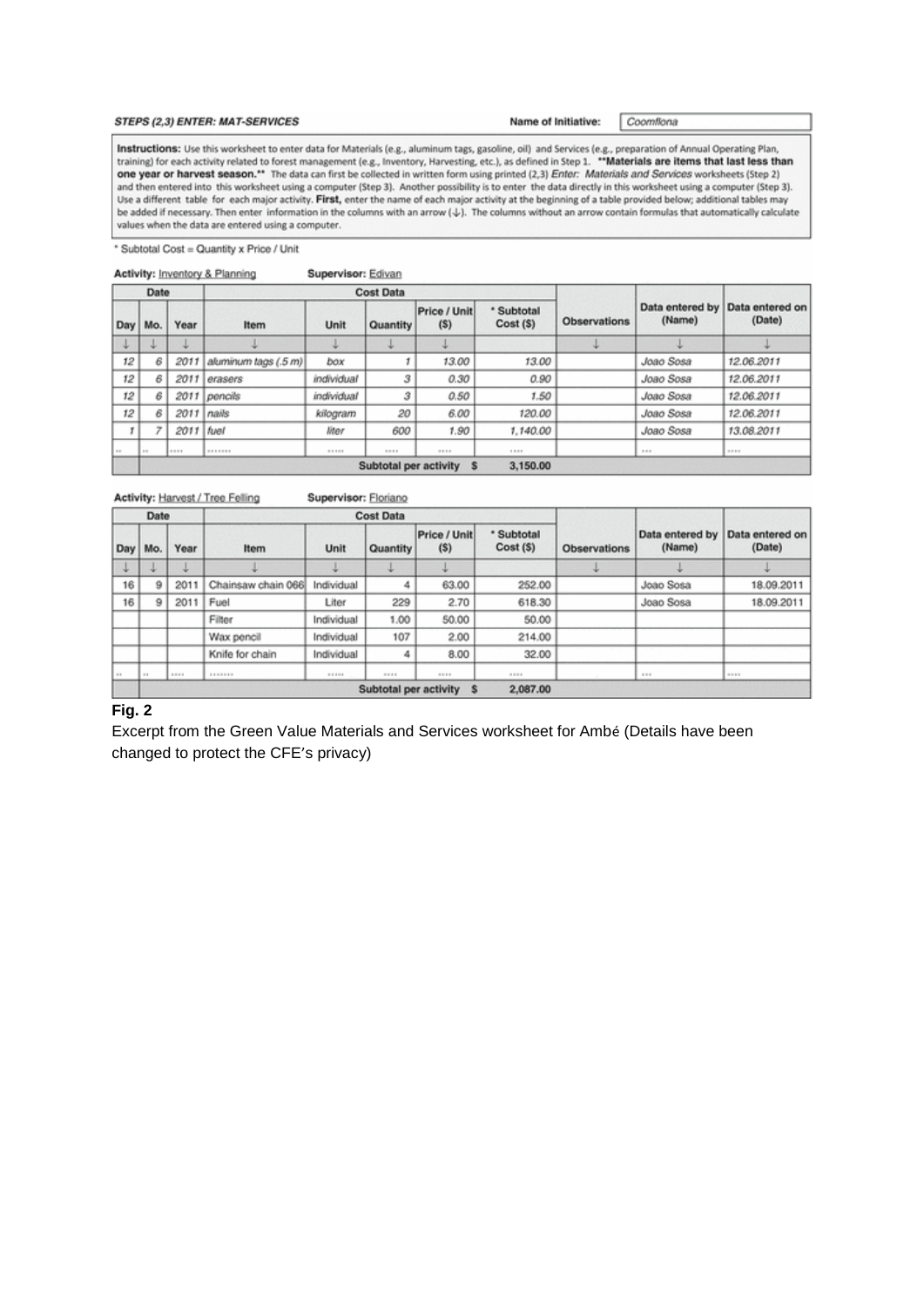**STEPS (2,3) ENTER: MAT-SERVICES**

Name of Initiative: Coomflona

**Instructions:** Use this worksheet to enter data for Materials (e.g., aluminum tags, gasoline, oil) and Services (e.g., preparation of Annual Operating Plan, training) for each activity related to forest management (e.g., Inventory, Harvesting, etc.), as defined in Step 1. **Materials are items that last less than one year or harvest season.** The data can first be collected in written form using printed (2,3) *Enter: Materials and Services* worksheets (Step 2) and then entered into this worksheet using a computer (Step 3). Another possibility is to enter the data directly in this worksheet using a computer (Step 3). Use a different table for each major activity. **First,** enter the name of each major activity at the beginning of a table provided below; additional tables may be added if necessary. Then enter information in the columns with an arrow (↓). The columns without an arrow contain formulas that automatically calculate values when the data are entered using a computer.

* Subtotal Cost = Quantity x Price / Unit

**Activity:** Inventory & Planning **Supervisor:** Edivan

| Date | | | Cost Data | | | | | Observations | Data entered by (Name) | Data entered on (Date) |
|---|---|---|---|---|---|---|---|---|---|---|
| Day | Mo. | Year | Item | Unit | Quantity | Price / Unit ($) | * Subtotal Cost ($) | | | |
| ↓ | ↓ | ↓ | ↓ | ↓ | ↓ | ↓ | | ↓ | ↓ | ↓ |
| 12 | 6 | 2011 | aluminum tags (.5 m) | box | 1 | 13.00 | 13.00 | | Joao Sosa | 12.06.2011 |
| 12 | 6 | 2011 | erasers | individual | 3 | 0.30 | 0.90 | | Joao Sosa | 12.06.2011 |
| 12 | 6 | 2011 | pencils | individual | 3 | 0.50 | 1.50 | | Joao Sosa | 12.06.2011 |
| 12 | 6 | 2011 | nails | kilogram | 20 | 6.00 | 120.00 | | Joao Sosa | 12.06.2011 |
| 1 | 7 | 2011 | fuel | liter | 600 | 1.90 | 1,140.00 | | Joao Sosa | 13.08.2011 |
| ... | ... | ... | ... | ... | ... | ... | ... | | ... | ... |
| | | | | | Subtotal per activity | $ | 3,150.00 | | | |

**Activity:** Harvest / Tree Felling **Supervisor:** Floriano

| Date | | | Cost Data | | | | | Observations | Data entered by (Name) | Data entered on (Date) |
|---|---|---|---|---|---|---|---|---|---|---|
| Day | Mo. | Year | Item | Unit | Quantity | Price / Unit ($) | * Subtotal Cost ($) | | | |
| ↓ | ↓ | ↓ | ↓ | ↓ | ↓ | ↓ | | ↓ | ↓ | ↓ |
| 16 | 9 | 2011 | Chainsaw chain 066 | Individual | 4 | 63.00 | 252.00 | | Joao Sosa | 18.09.2011 |
| 16 | 9 | 2011 | Fuel | Liter | 229 | 2.70 | 618.30 | | Joao Sosa | 18.09.2011 |
| | | | Filter | Individual | 1.00 | 50.00 | 50.00 | | | |
| | | | Wax pencil | Individual | 107 | 2.00 | 214.00 | | | |
| | | | Knife for chain | Individual | 4 | 8.00 | 32.00 | | | |
| ... | ... | ... | ... | ... | ... | ... | ... | | ... | ... |
| | | | | | Subtotal per activity | $ | 2,087.00 | | | |

**Fig. 2**

Excerpt from the Green Value Materials and Services worksheet for Ambé (Details have been changed to protect the CFE's privacy)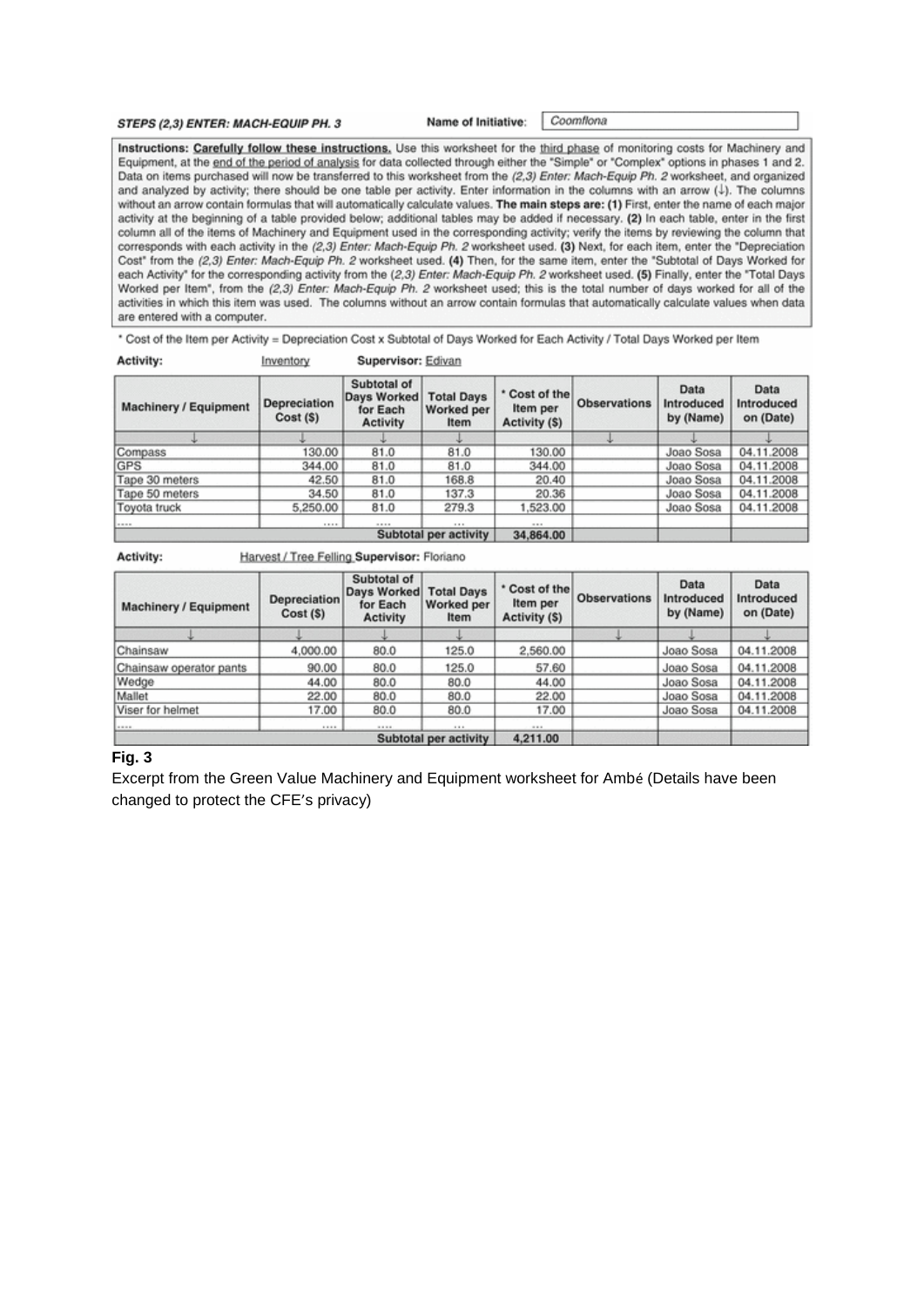**STEPS (2,3) ENTER: MACH-EQUIP PH. 3** Name of Initiative: Coomflona

**Instructions: Carefully follow these instructions.** Use this worksheet for the third phase of monitoring costs for Machinery and Equipment, at the end of the period of analysis for data collected through either the "Simple" or "Complex" options in phases 1 and 2. Data on items purchased will now be transferred to this worksheet from the *(2,3) Enter: Mach-Equip Ph. 2* worksheet, and organized and analyzed by activity; there should be one table per activity. Enter information in the columns with an arrow (↓). The columns without an arrow contain formulas that will automatically calculate values. **The main steps are: (1)** First, enter the name of each major activity at the beginning of a table provided below; additional tables may be added if necessary. **(2)** In each table, enter in the first column all of the items of Machinery and Equipment used in the corresponding activity; verify the items by reviewing the column that corresponds with each activity in the *(2,3) Enter: Mach-Equip Ph. 2* worksheet used. **(3)** Next, for each item, enter the "Depreciation Cost" from the *(2,3) Enter: Mach-Equip Ph. 2* worksheet used. **(4)** Then, for the same item, enter the "Subtotal of Days Worked for each Activity" for the corresponding activity from the *(2,3) Enter: Mach-Equip Ph. 2* worksheet used. **(5)** Finally, enter the "Total Days Worked per Item", from the *(2,3) Enter: Mach-Equip Ph. 2* worksheet used; this is the total number of days worked for all of the activities in which this item was used. The columns without an arrow contain formulas that automatically calculate values when data are entered with a computer.

* Cost of the Item per Activity = Depreciation Cost x Subtotal of Days Worked for Each Activity / Total Days Worked per Item

**Activity:** Inventory **Supervisor:** Edivan

| Machinery / Equipment | Depreciation Cost ($) | Subtotal of Days Worked for Each Activity | Total Days Worked per Item | * Cost of the Item per Activity ($) | Observations | Data Introduced by (Name) | Data Introduced on (Date) |
|---|---|---|---|---|---|---|---|
| ↓ | ↓ | ↓ | ↓ | | ↓ | ↓ | ↓ |
| Compass | 130.00 | 81.0 | 81.0 | 130.00 | | Joao Sosa | 04.11.2008 |
| GPS | 344.00 | 81.0 | 81.0 | 344.00 | | Joao Sosa | 04.11.2008 |
| Tape 30 meters | 42.50 | 81.0 | 168.8 | 20.40 | | Joao Sosa | 04.11.2008 |
| Tape 50 meters | 34.50 | 81.0 | 137.3 | 20.36 | | Joao Sosa | 04.11.2008 |
| Toyota truck | 5,250.00 | 81.0 | 279.3 | 1,523.00 | | Joao Sosa | 04.11.2008 |
| .... | .... | .... | ... | ... | | | |
| | | | Subtotal per activity | 34,864.00 | | | |

**Activity:** Harvest / Tree Felling **Supervisor:** Floriano

| Machinery / Equipment | Depreciation Cost ($) | Subtotal of Days Worked for Each Activity | Total Days Worked per Item | * Cost of the Item per Activity ($) | Observations | Data Introduced by (Name) | Data Introduced on (Date) |
|---|---|---|---|---|---|---|---|
| ↓ | ↓ | ↓ | ↓ | | ↓ | ↓ | ↓ |
| Chainsaw | 4,000.00 | 80.0 | 125.0 | 2,560.00 | | Joao Sosa | 04.11.2008 |
| Chainsaw operator pants | 90.00 | 80.0 | 125.0 | 57.60 | | Joao Sosa | 04.11.2008 |
| Wedge | 44.00 | 80.0 | 80.0 | 44.00 | | Joao Sosa | 04.11.2008 |
| Mallet | 22.00 | 80.0 | 80.0 | 22.00 | | Joao Sosa | 04.11.2008 |
| Viser for helmet | 17.00 | 80.0 | 80.0 | 17.00 | | Joao Sosa | 04.11.2008 |
| .... | .... | .... | ... | ... | | | |
| | | | Subtotal per activity | 4,211.00 | | | |

**Fig. 3**

Excerpt from the Green Value Machinery and Equipment worksheet for Ambé (Details have been changed to protect the CFE's privacy)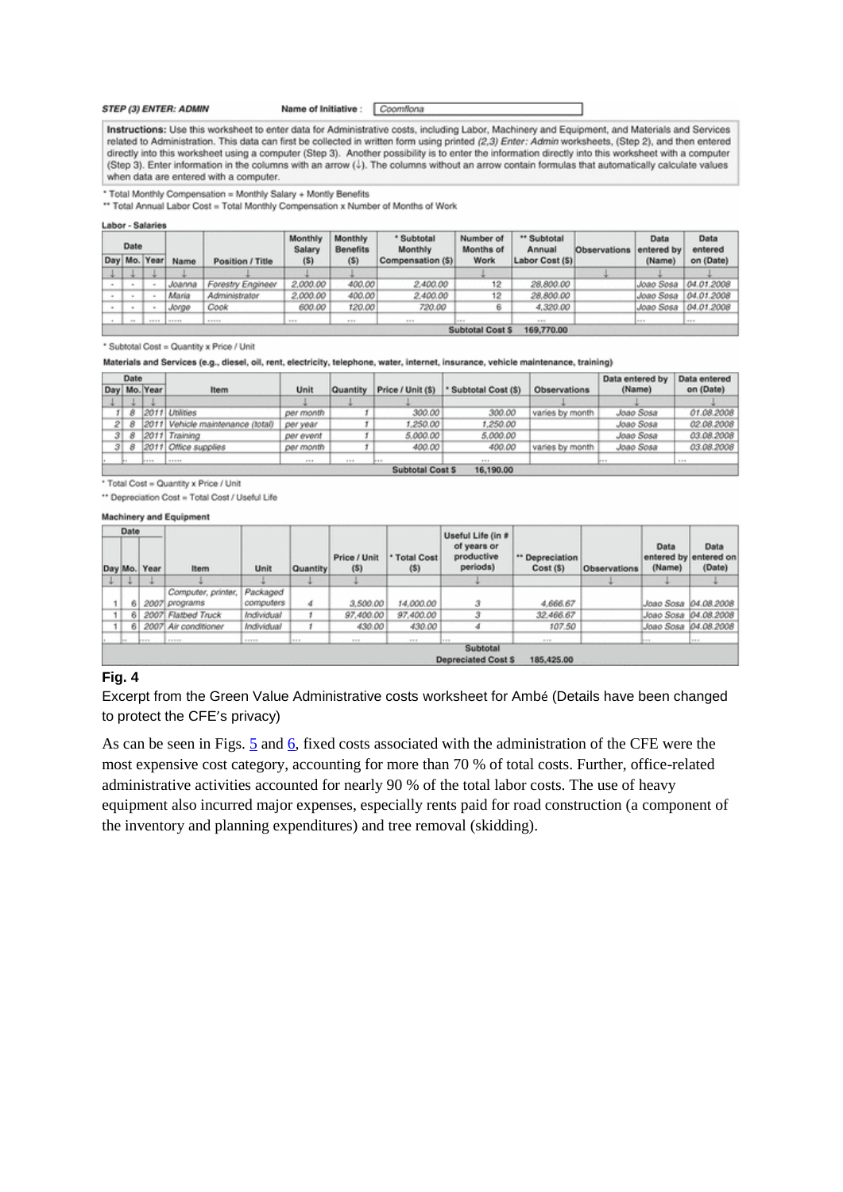**STEP (3) ENTER: ADMIN** Name of Initiative : Coomflona

**Instructions:** Use this worksheet to enter data for Administrative costs, including Labor, Machinery and Equipment, and Materials and Services related to Administration. This data can first be collected in written form using printed *(2,3) Enter: Admin* worksheets, (Step 2), and then entered directly into this worksheet using a computer (Step 3). Another possibility is to enter the information directly into this worksheet with a computer (Step 3). Enter information in the columns with an arrow (↓). The columns without an arrow contain formulas that automatically calculate values when data are entered with a computer.

\* Total Monthly Compensation = Monthly Salary + Montly Benefits

\*\* Total Annual Labor Cost = Total Monthly Compensation x Number of Months of Work

**Labor - Salaries**

| Date | | | Name | Position / Title | Monthly Salary ($) | Monthly Benefits ($) | * Subtotal Monthly Compensation ($) | Number of Months of Work | ** Subtotal Annual Labor Cost ($) | Observations | Data entered by (Name) | Data entered on (Date) |
|---|---|---|---|---|---|---|---|---|---|---|---|---|
| Day | Mo. | Year | | | | | | | | | | |
| ↓ | ↓ | ↓ | ↓ | ↓ | ↓ | ↓ | | ↓ | | ↓ | ↓ | ↓ |
| - | - | - | Joanna | Forestry Engineer | 2,000.00 | 400.00 | 2,400.00 | 12 | 28,800.00 | | Joao Sosa | 04.01.2008 |
| - | - | - | Maria | Administrator | 2,000.00 | 400.00 | 2,400.00 | 12 | 28,800.00 | | Joao Sosa | 04.01.2008 |
| - | - | - | Jorge | Cook | 600.00 | 120.00 | 720.00 | 6 | 4,320.00 | | Joao Sosa | 04.01.2008 |
| ... | ... | ... | ... | ... | ... | ... | ... | ... | ... | | ... | ... |
| | | | | | | | | Subtotal Cost $ | 169,770.00 | | | |

\* Subtotal Cost = Quantity x Price / Unit

**Materials and Services (e.g., diesel, oil, rent, electricity, telephone, water, internet, insurance, vehicle maintenance, training)**

| Date | | | Item | Unit | Quantity | Price / Unit ($) | * Subtotal Cost ($) | Observations | Data entered by (Name) | Data entered on (Date) |
|---|---|---|---|---|---|---|---|---|---|---|
| Day | Mo. | Year | | | | | | | | |
| ↓ | ↓ | ↓ | ↓ | ↓ | ↓ | ↓ | | ↓ | ↓ | ↓ |
| 1 | 8 | 2011 | Utilities | per month | 1 | 300.00 | 300.00 | varies by month | Joao Sosa | 01.08.2008 |
| 2 | 8 | 2011 | Vehicle maintenance (total) | per year | 1 | 1,250.00 | 1,250.00 | | Joao Sosa | 02.08.2008 |
| 3 | 8 | 2011 | Training | per event | 1 | 5,000.00 | 5,000.00 | | Joao Sosa | 03.08.2008 |
| 3 | 8 | 2011 | Office supplies | per month | 1 | 400.00 | 400.00 | varies by month | Joao Sosa | 03.08.2008 |
| ... | ... | ... | ... | ... | ... | ... | ... | | ... | ... |
| | | | | | | Subtotal Cost $ | 16,190.00 | | | |

\* Total Cost = Quantity x Price / Unit

\*\* Depreciation Cost = Total Cost / Useful Life

**Machinery and Equipment**

| Date | | | Item | Unit | Quantity | Price / Unit ($) | * Total Cost ($) | Useful Life (in # of years or productive periods) | ** Depreciation Cost ($) | Observations | Data entered by (Name) | Data entered on (Date) |
|---|---|---|---|---|---|---|---|---|---|---|---|---|
| Day | Mo. | Year | | | | | | | | | | |
| ↓ | ↓ | ↓ | ↓ | ↓ | ↓ | ↓ | | ↓ | | ↓ | ↓ | ↓ |
| 1 | 6 | 2007 | Computer, printer, programs | Packaged computers | 4 | 3,500.00 | 14,000.00 | 3 | 4,666.67 | | Joao Sosa | 04.08.2008 |
| 1 | 6 | 2007 | Flatbed Truck | Individual | 1 | 97,400.00 | 97,400.00 | 3 | 32,466.67 | | Joao Sosa | 04.08.2008 |
| 1 | 6 | 2007 | Air conditioner | Individual | 1 | 430.00 | 430.00 | 4 | 107.50 | | Joao Sosa | 04.08.2008 |
| ... | ... | ... | ... | ... | ... | ... | ... | ... | ... | | ... | ... |
| | | | | | | | | Subtotal Depreciated Cost $ | 185,425.00 | | | |

**Fig. 4**

Excerpt from the Green Value Administrative costs worksheet for Ambé (Details have been changed to protect the CFE′s privacy)

As can be seen in Figs. 5 and 6, fixed costs associated with the administration of the CFE were the most expensive cost category, accounting for more than 70 % of total costs. Further, office-related administrative activities accounted for nearly 90 % of the total labor costs. The use of heavy equipment also incurred major expenses, especially rents paid for road construction (a component of the inventory and planning expenditures) and tree removal (skidding).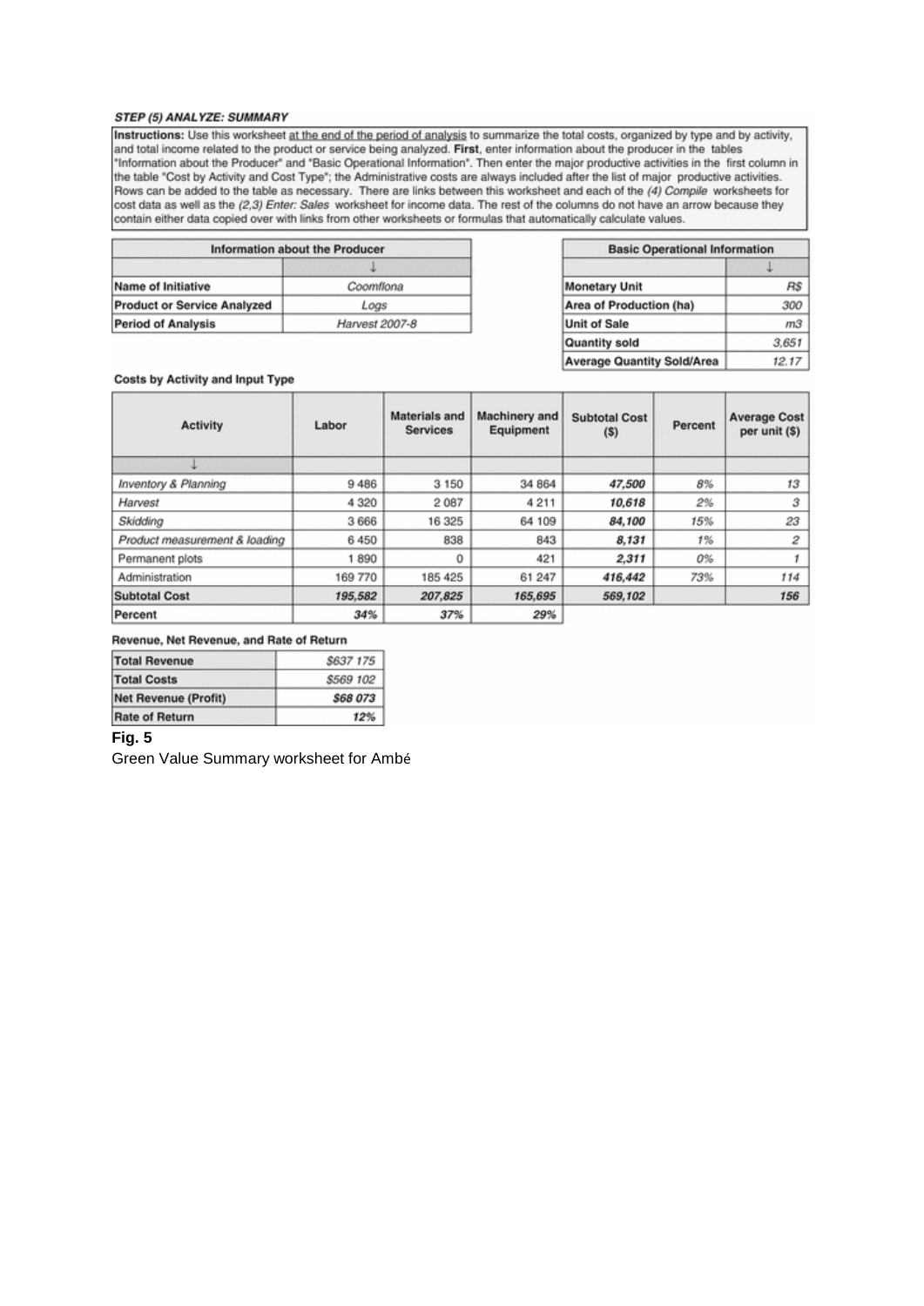**STEP (5) ANALYZE: SUMMARY**

**Instructions:** Use this worksheet at the end of the period of analysis to summarize the total costs, organized by type and by activity, and total income related to the product or service being analyzed. **First**, enter information about the producer in the tables "Information about the Producer" and "Basic Operational Information". Then enter the major productive activities in the first column in the table "Cost by Activity and Cost Type"; the Administrative costs are always included after the list of major productive activities. Rows can be added to the table as necessary. There are links between this worksheet and each of the *(4) Compile* worksheets for cost data as well as the *(2,3) Enter: Sales* worksheet for income data. The rest of the columns do not have an arrow because they contain either data copied over with links from other worksheets or formulas that automatically calculate values.

| Information about the Producer | |
|---|---|
| | ↓ |
| Name of Initiative | *Coomflona* |
| Product or Service Analyzed | *Logs* |
| Period of Analysis | *Harvest 2007-8* |

| Basic Operational Information | |
|---|---|
| | ↓ |
| Monetary Unit | *R$* |
| Area of Production (ha) | *300* |
| Unit of Sale | *m3* |
| Quantity sold | *3,651* |
| Average Quantity Sold/Area | *12.17* |

**Costs by Activity and Input Type**

| Activity | Labor | Materials and Services | Machinery and Equipment | Subtotal Cost ($) | Percent | Average Cost per unit ($) |
|---|---|---|---|---|---|---|
| ↓ | | | | | | |
| *Inventory & Planning* | 9 486 | 3 150 | 34 864 | ***47,500*** | *8%* | *13* |
| *Harvest* | 4 320 | 2 087 | 4 211 | ***10,618*** | *2%* | *3* |
| *Skidding* | 3 666 | 16 325 | 64 109 | ***84,100*** | *15%* | *23* |
| *Product measurement & loading* | 6 450 | 838 | 843 | ***8,131*** | *1%* | *2* |
| Permanent plots | 1 890 | 0 | 421 | ***2,311*** | *0%* | *1* |
| Administration | 169 770 | 185 425 | 61 247 | ***416,442*** | *73%* | *114* |
| **Subtotal Cost** | ***195,582*** | ***207,825*** | ***165,695*** | ***569,102*** | | ***156*** |
| Percent | ***34%*** | ***37%*** | ***29%*** | | | |

**Revenue, Net Revenue, and Rate of Return**

| | |
|---|---|
| **Total Revenue** | *$637 175* |
| **Total Costs** | *$569 102* |
| **Net Revenue (Profit)** | ***$68 073*** |
| **Rate of Return** | ***12%*** |

**Fig. 5**

Green Value Summary worksheet for Ambé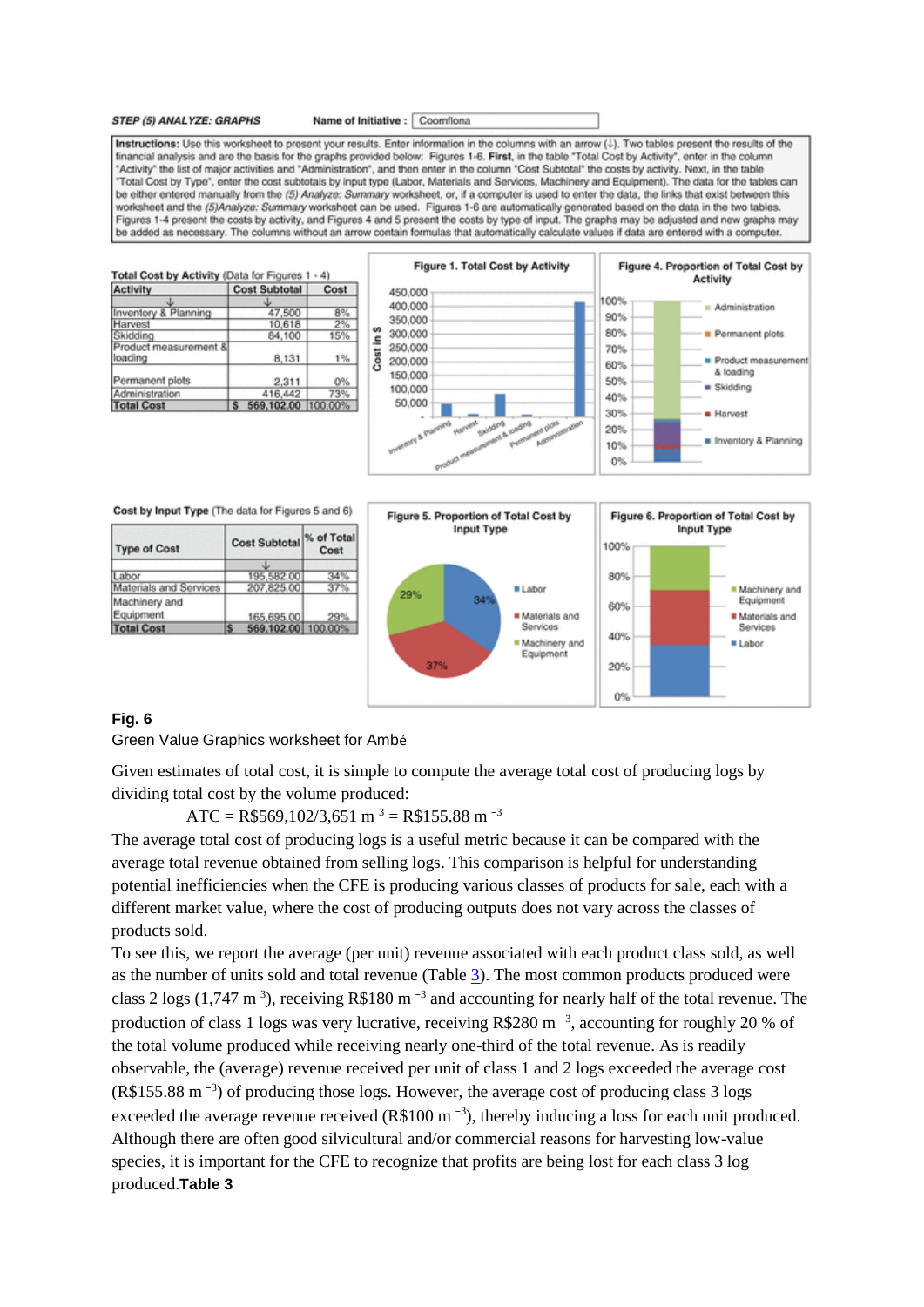STEP (5) ANALYZE: GRAPHS     Name of Initiative : Coomflona

**Instructions:** Use this worksheet to present your results. Enter information in the columns with an arrow (↓). Two tables present the results of the financial analysis and are the basis for the graphs provided below: Figures 1-6. **First**, in the table "Total Cost by Activity", enter in the column "Activity" the list of major activities and "Administration", and then enter in the column "Cost Subtotal" the costs by activity. Next, in the table "Total Cost by Type", enter the cost subtotals by input type (Labor, Materials and Services, Machinery and Equipment). The data for the tables can be either entered manually from the *(5) Analyze: Summary* worksheet, or, if a computer is used to enter the data, the links that exist between this worksheet and the *(5)Analyze: Summary* worksheet can be used. Figures 1-6 are automatically generated based on the data in the two tables. Figures 1-4 present the costs by activity, and Figures 4 and 5 present the costs by type of input. The graphs may be adjusted and new graphs may be added as necessary. The columns without an arrow contain formulas that automatically calculate values if data are entered with a computer.

**Total Cost by Activity** (Data for Figures 1 - 4)

| Activity | Cost Subtotal | Cost |
|---|---|---|
| ↓ | ↓ | |
| Inventory & Planning | 47,500 | 8% |
| Harvest | 10,618 | 2% |
| Skidding | 84,100 | 15% |
| Product measurement & loading | 8,131 | 1% |
| Permanent plots | 2,311 | 0% |
| Administration | 416,442 | 73% |
| Total Cost | $ 569,102.00 | 100.00% |

**Cost by Input Type** (The data for Figures 5 and 6)

| Type of Cost | Cost Subtotal | % of Total Cost |
|---|---|---|
| | ↓ | |
| Labor | 195,582.00 | 34% |
| Materials and Services | 207,825.00 | 37% |
| Machinery and Equipment | 165,695.00 | 29% |
| Total Cost | $ 569,102.00 | 100.00% |

**Fig. 6**

Green Value Graphics worksheet for Ambé

Given estimates of total cost, it is simple to compute the average total cost of producing logs by dividing total cost by the volume produced:

$$\text{ATC} = \text{R\$}569{,}102/3{,}651\ \text{m}^{3} = \text{R\$}155.88\ \text{m}^{-3}$$

The average total cost of producing logs is a useful metric because it can be compared with the average total revenue obtained from selling logs. This comparison is helpful for understanding potential inefficiencies when the CFE is producing various classes of products for sale, each with a different market value, where the cost of producing outputs does not vary across the classes of products sold.

To see this, we report the average (per unit) revenue associated with each product class sold, as well as the number of units sold and total revenue (Table 3). The most common products produced were class 2 logs (1,747 $\text{m}^{3}$), receiving R$180 $\text{m}^{-3}$ and accounting for nearly half of the total revenue. The production of class 1 logs was very lucrative, receiving R$280 $\text{m}^{-3}$, accounting for roughly 20 % of the total volume produced while receiving nearly one-third of the total revenue. As is readily observable, the (average) revenue received per unit of class 1 and 2 logs exceeded the average cost (R$155.88 $\text{m}^{-3}$) of producing those logs. However, the average cost of producing class 3 logs exceeded the average revenue received (R$100 $\text{m}^{-3}$), thereby inducing a loss for each unit produced. Although there are often good silvicultural and/or commercial reasons for harvesting low-value species, it is important for the CFE to recognize that profits are being lost for each class 3 log produced.

**Table 3**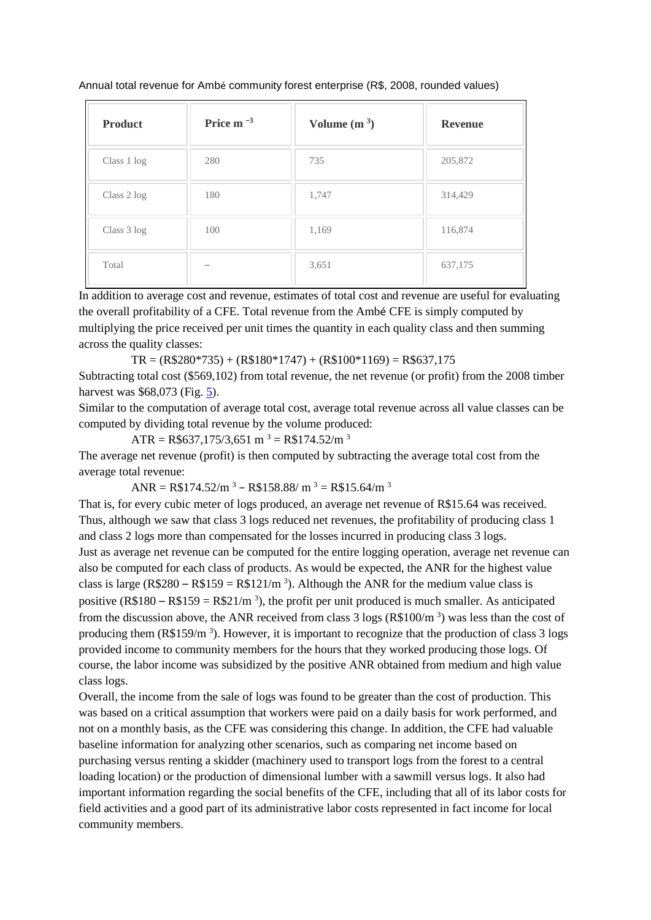Annual total revenue for Ambé community forest enterprise (R$, 2008, rounded values)

| Product | Price $m^{-3}$ | Volume ($m^3$) | Revenue |
|---|---|---|---|
| Class 1 log | 280 | 735 | 205,872 |
| Class 2 log | 180 | 1,747 | 314,429 |
| Class 3 log | 100 | 1,169 | 116,874 |
| Total | – | 3,651 | 637,175 |

In addition to average cost and revenue, estimates of total cost and revenue are useful for evaluating the overall profitability of a CFE. Total revenue from the Ambé CFE is simply computed by multiplying the price received per unit times the quantity in each quality class and then summing across the quality classes:

$$TR = (R\$280*735) + (R\$180*1747) + (R\$100*1169) = R\$637{,}175$$

Subtracting total cost ($569,102) from total revenue, the net revenue (or profit) from the 2008 timber harvest was $68,073 (Fig. 5).

Similar to the computation of average total cost, average total revenue across all value classes can be computed by dividing total revenue by the volume produced:

$$ATR = R\$637{,}175/3{,}651\ m^3 = R\$174.52/m^3$$

The average net revenue (profit) is then computed by subtracting the average total cost from the average total revenue:

$$ANR = R\$174.52/m^3 - R\$158.88/\ m^3 = R\$15.64/m^3$$

That is, for every cubic meter of logs produced, an average net revenue of R$15.64 was received. Thus, although we saw that class 3 logs reduced net revenues, the profitability of producing class 1 and class 2 logs more than compensated for the losses incurred in producing class 3 logs.

Just as average net revenue can be computed for the entire logging operation, average net revenue can also be computed for each class of products. As would be expected, the ANR for the highest value class is large (R$280 – R$159 = R$121/$m^3$). Although the ANR for the medium value class is positive (R$180 – R$159 = R$21/$m^3$), the profit per unit produced is much smaller. As anticipated from the discussion above, the ANR received from class 3 logs (R$100/$m^3$) was less than the cost of producing them (R$159/$m^3$). However, it is important to recognize that the production of class 3 logs provided income to community members for the hours that they worked producing those logs. Of course, the labor income was subsidized by the positive ANR obtained from medium and high value class logs.

Overall, the income from the sale of logs was found to be greater than the cost of production. This was based on a critical assumption that workers were paid on a daily basis for work performed, and not on a monthly basis, as the CFE was considering this change. In addition, the CFE had valuable baseline information for analyzing other scenarios, such as comparing net income based on purchasing versus renting a skidder (machinery used to transport logs from the forest to a central loading location) or the production of dimensional lumber with a sawmill versus logs. It also had important information regarding the social benefits of the CFE, including that all of its labor costs for field activities and a good part of its administrative labor costs represented in fact income for local community members.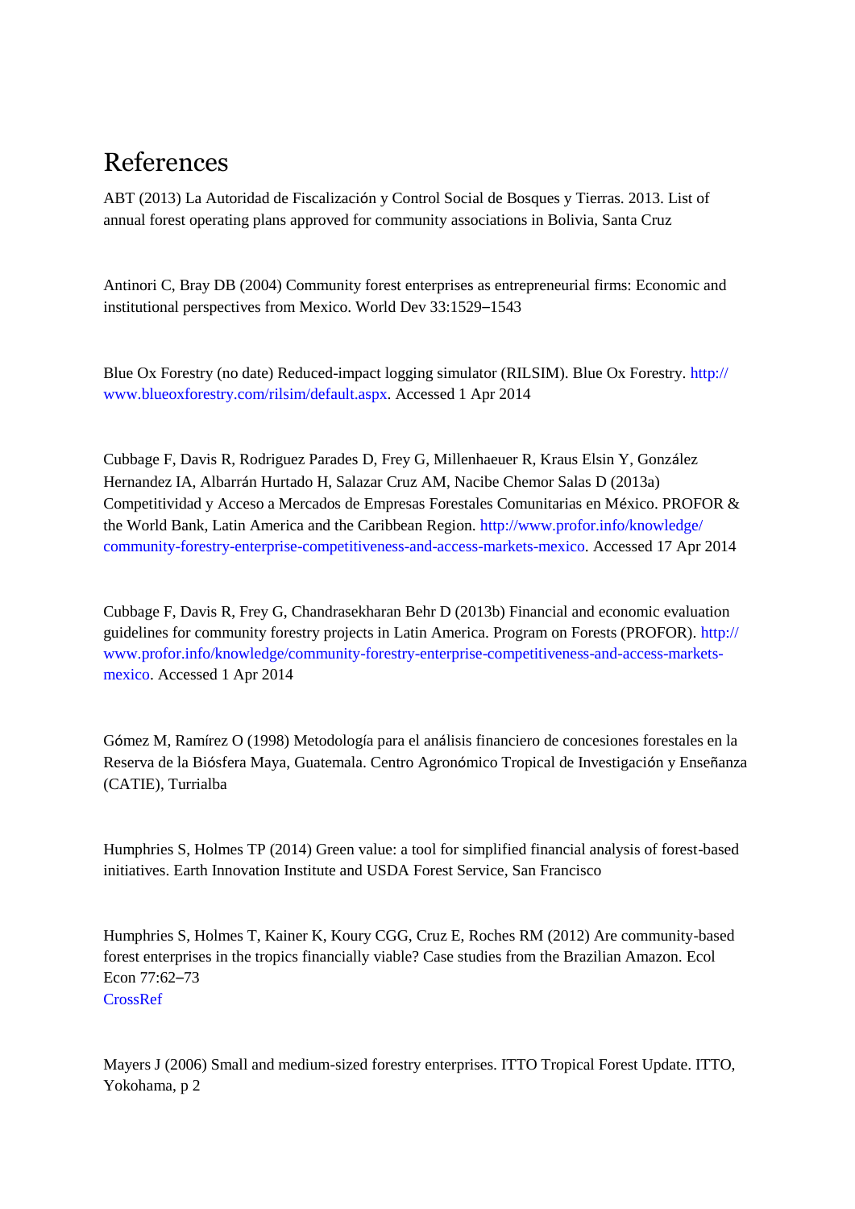# References

ABT (2013) La Autoridad de Fiscalización y Control Social de Bosques y Tierras. 2013. List of annual forest operating plans approved for community associations in Bolivia, Santa Cruz

Antinori C, Bray DB (2004) Community forest enterprises as entrepreneurial firms: Economic and institutional perspectives from Mexico. World Dev 33:1529–1543

Blue Ox Forestry (no date) Reduced-impact logging simulator (RILSIM). Blue Ox Forestry. http://www.blueoxforestry.com/rilsim/default.aspx. Accessed 1 Apr 2014

Cubbage F, Davis R, Rodriguez Parades D, Frey G, Millenhaeuer R, Kraus Elsin Y, González Hernandez IA, Albarrán Hurtado H, Salazar Cruz AM, Nacibe Chemor Salas D (2013a) Competitividad y Acceso a Mercados de Empresas Forestales Comunitarias en México. PROFOR & the World Bank, Latin America and the Caribbean Region. http://www.profor.info/knowledge/community-forestry-enterprise-competitiveness-and-access-markets-mexico. Accessed 17 Apr 2014

Cubbage F, Davis R, Frey G, Chandrasekharan Behr D (2013b) Financial and economic evaluation guidelines for community forestry projects in Latin America. Program on Forests (PROFOR). http://www.profor.info/knowledge/community-forestry-enterprise-competitiveness-and-access-markets-mexico. Accessed 1 Apr 2014

Gómez M, Ramírez O (1998) Metodología para el análisis financiero de concesiones forestales en la Reserva de la Biósfera Maya, Guatemala. Centro Agronómico Tropical de Investigación y Enseñanza (CATIE), Turrialba

Humphries S, Holmes TP (2014) Green value: a tool for simplified financial analysis of forest-based initiatives. Earth Innovation Institute and USDA Forest Service, San Francisco

Humphries S, Holmes T, Kainer K, Koury CGG, Cruz E, Roches RM (2012) Are community-based forest enterprises in the tropics financially viable? Case studies from the Brazilian Amazon. Ecol Econ 77:62–73
CrossRef

Mayers J (2006) Small and medium-sized forestry enterprises. ITTO Tropical Forest Update. ITTO, Yokohama, p 2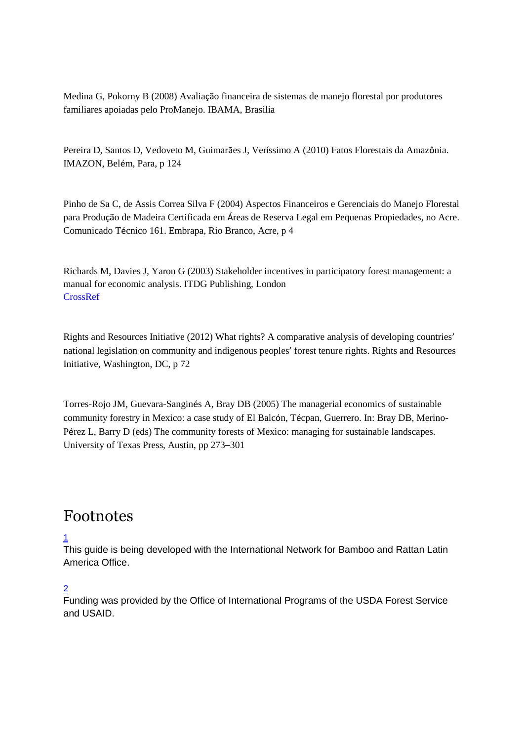Medina G, Pokorny B (2008) Avaliação financeira de sistemas de manejo florestal por produtores familiares apoiadas pelo ProManejo. IBAMA, Brasilia

Pereira D, Santos D, Vedoveto M, Guimarães J, Veríssimo A (2010) Fatos Florestais da Amazônia. IMAZON, Belém, Para, p 124

Pinho de Sa C, de Assis Correa Silva F (2004) Aspectos Financeiros e Gerenciais do Manejo Florestal para Produção de Madeira Certificada em Áreas de Reserva Legal em Pequenas Propiedades, no Acre. Comunicado Técnico 161. Embrapa, Rio Branco, Acre, p 4

Richards M, Davies J, Yaron G (2003) Stakeholder incentives in participatory forest management: a manual for economic analysis. ITDG Publishing, London
CrossRef

Rights and Resources Initiative (2012) What rights? A comparative analysis of developing countries' national legislation on community and indigenous peoples' forest tenure rights. Rights and Resources Initiative, Washington, DC, p 72

Torres-Rojo JM, Guevara-Sanginés A, Bray DB (2005) The managerial economics of sustainable community forestry in Mexico: a case study of El Balcón, Técpan, Guerrero. In: Bray DB, Merino-Pérez L, Barry D (eds) The community forests of Mexico: managing for sustainable landscapes. University of Texas Press, Austin, pp 273–301

## Footnotes

1
This guide is being developed with the International Network for Bamboo and Rattan Latin America Office.

2
Funding was provided by the Office of International Programs of the USDA Forest Service and USAID.